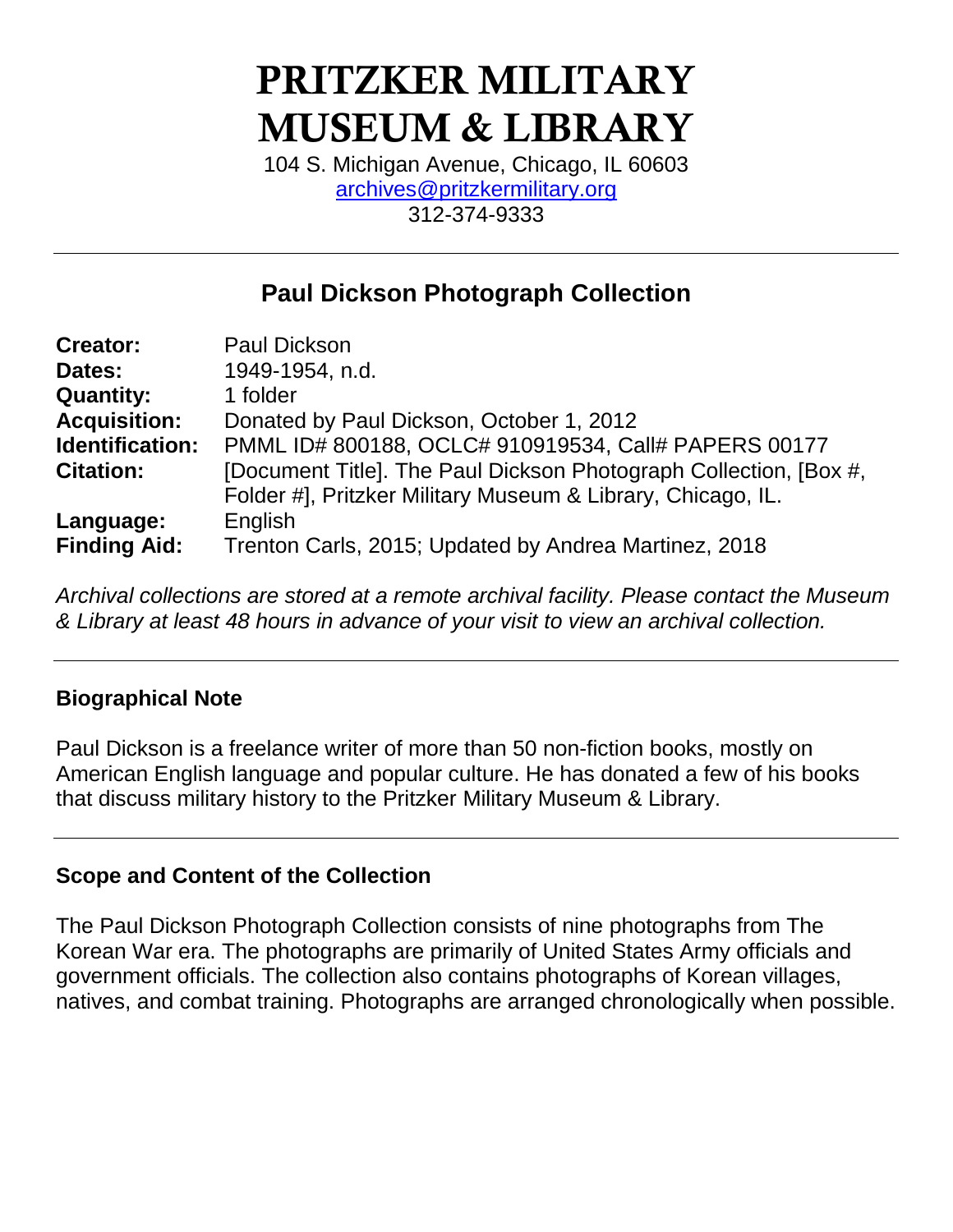# PRITZKER MILITARY MUSEUM & LIBRARY

104 S. Michigan Avenue, Chicago, IL 60603
archives@pritzkermilitary.org
312-374-9333

---

## Paul Dickson Photograph Collection

| | |
|---|---|
| **Creator:** | Paul Dickson |
| **Dates:** | 1949-1954, n.d. |
| **Quantity:** | 1 folder |
| **Acquisition:** | Donated by Paul Dickson, October 1, 2012 |
| **Identification:** | PMML ID# 800188, OCLC# 910919534, Call# PAPERS 00177 |
| **Citation:** | [Document Title]. The Paul Dickson Photograph Collection, [Box #, Folder #], Pritzker Military Museum & Library, Chicago, IL. |
| **Language:** | English |
| **Finding Aid:** | Trenton Carls, 2015; Updated by Andrea Martinez, 2018 |

*Archival collections are stored at a remote archival facility. Please contact the Museum & Library at least 48 hours in advance of your visit to view an archival collection.*

---

### Biographical Note

Paul Dickson is a freelance writer of more than 50 non-fiction books, mostly on American English language and popular culture. He has donated a few of his books that discuss military history to the Pritzker Military Museum & Library.

---

### Scope and Content of the Collection

The Paul Dickson Photograph Collection consists of nine photographs from The Korean War era. The photographs are primarily of United States Army officials and government officials. The collection also contains photographs of Korean villages, natives, and combat training. Photographs are arranged chronologically when possible.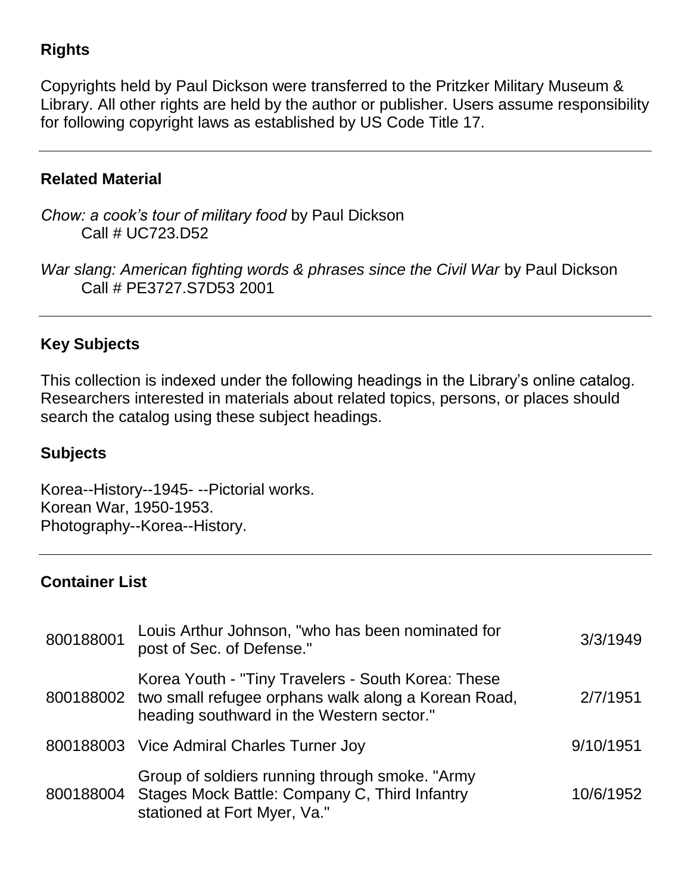## Rights

Copyrights held by Paul Dickson were transferred to the Pritzker Military Museum & Library. All other rights are held by the author or publisher. Users assume responsibility for following copyright laws as established by US Code Title 17.

## Related Material

*Chow: a cook's tour of military food* by Paul Dickson
Call # UC723.D52

*War slang: American fighting words & phrases since the Civil War* by Paul Dickson
Call # PE3727.S7D53 2001

## Key Subjects

This collection is indexed under the following headings in the Library's online catalog. Researchers interested in materials about related topics, persons, or places should search the catalog using these subject headings.

## Subjects

Korea--History--1945- --Pictorial works.
Korean War, 1950-1953.
Photography--Korea--History.

## Container List

| | | |
|---|---|---|
| 800188001 | Louis Arthur Johnson, "who has been nominated for post of Sec. of Defense." | 3/3/1949 |
| 800188002 | Korea Youth - "Tiny Travelers - South Korea: These two small refugee orphans walk along a Korean Road, heading southward in the Western sector." | 2/7/1951 |
| 800188003 | Vice Admiral Charles Turner Joy | 9/10/1951 |
| 800188004 | Group of soldiers running through smoke. "Army Stages Mock Battle: Company C, Third Infantry stationed at Fort Myer, Va." | 10/6/1952 |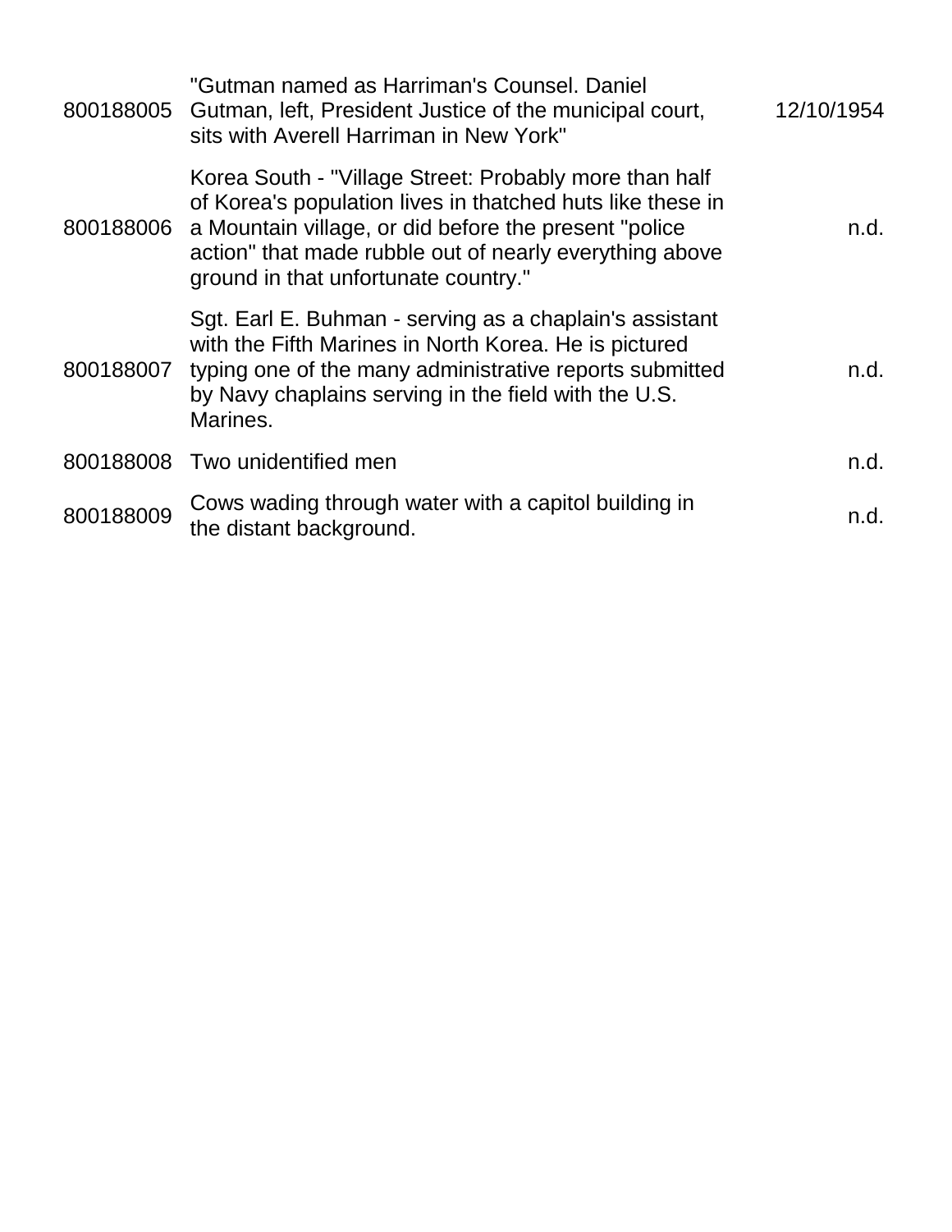| | | |
|---|---|---|
| 800188005 | "Gutman named as Harriman's Counsel. Daniel Gutman, left, President Justice of the municipal court, sits with Averell Harriman in New York" | 12/10/1954 |
| 800188006 | Korea South - "Village Street: Probably more than half of Korea's population lives in thatched huts like these in a Mountain village, or did before the present "police action" that made rubble out of nearly everything above ground in that unfortunate country." | n.d. |
| 800188007 | Sgt. Earl E. Buhman - serving as a chaplain's assistant with the Fifth Marines in North Korea. He is pictured typing one of the many administrative reports submitted by Navy chaplains serving in the field with the U.S. Marines. | n.d. |
| 800188008 | Two unidentified men | n.d. |
| 800188009 | Cows wading through water with a capitol building in the distant background. | n.d. |